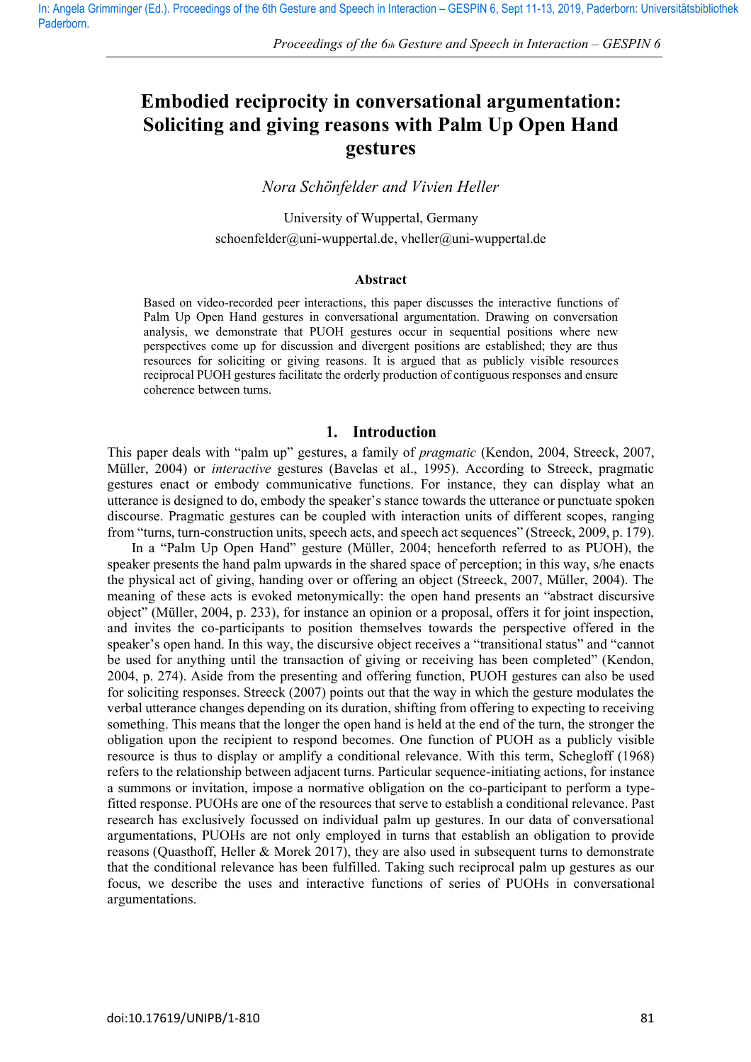# Embodied reciprocity in conversational argumentation: Soliciting and giving reasons with Palm Up Open Hand gestures

*Nora Schönfelder and Vivien Heller*

University of Wuppertal, Germany
schoenfelder@uni-wuppertal.de, vheller@uni-wuppertal.de

### Abstract

Based on video-recorded peer interactions, this paper discusses the interactive functions of Palm Up Open Hand gestures in conversational argumentation. Drawing on conversation analysis, we demonstrate that PUOH gestures occur in sequential positions where new perspectives come up for discussion and divergent positions are established; they are thus resources for soliciting or giving reasons. It is argued that as publicly visible resources reciprocal PUOH gestures facilitate the orderly production of contiguous responses and ensure coherence between turns.

## 1. Introduction

This paper deals with "palm up" gestures, a family of *pragmatic* (Kendon, 2004, Streeck, 2007, Müller, 2004) or *interactive* gestures (Bavelas et al., 1995). According to Streeck, pragmatic gestures enact or embody communicative functions. For instance, they can display what an utterance is designed to do, embody the speaker's stance towards the utterance or punctuate spoken discourse. Pragmatic gestures can be coupled with interaction units of different scopes, ranging from "turns, turn-construction units, speech acts, and speech act sequences" (Streeck, 2009, p. 179).

In a "Palm Up Open Hand" gesture (Müller, 2004; henceforth referred to as PUOH), the speaker presents the hand palm upwards in the shared space of perception; in this way, s/he enacts the physical act of giving, handing over or offering an object (Streeck, 2007, Müller, 2004). The meaning of these acts is evoked metonymically: the open hand presents an "abstract discursive object" (Müller, 2004, p. 233), for instance an opinion or a proposal, offers it for joint inspection, and invites the co-participants to position themselves towards the perspective offered in the speaker's open hand. In this way, the discursive object receives a "transitional status" and "cannot be used for anything until the transaction of giving or receiving has been completed" (Kendon, 2004, p. 274). Aside from the presenting and offering function, PUOH gestures can also be used for soliciting responses. Streeck (2007) points out that the way in which the gesture modulates the verbal utterance changes depending on its duration, shifting from offering to expecting to receiving something. This means that the longer the open hand is held at the end of the turn, the stronger the obligation upon the recipient to respond becomes. One function of PUOH as a publicly visible resource is thus to display or amplify a conditional relevance. With this term, Schegloff (1968) refers to the relationship between adjacent turns. Particular sequence-initiating actions, for instance a summons or invitation, impose a normative obligation on the co-participant to perform a type-fitted response. PUOHs are one of the resources that serve to establish a conditional relevance. Past research has exclusively focussed on individual palm up gestures. In our data of conversational argumentations, PUOHs are not only employed in turns that establish an obligation to provide reasons (Quasthoff, Heller & Morek 2017), they are also used in subsequent turns to demonstrate that the conditional relevance has been fulfilled. Taking such reciprocal palm up gestures as our focus, we describe the uses and interactive functions of series of PUOHs in conversational argumentations.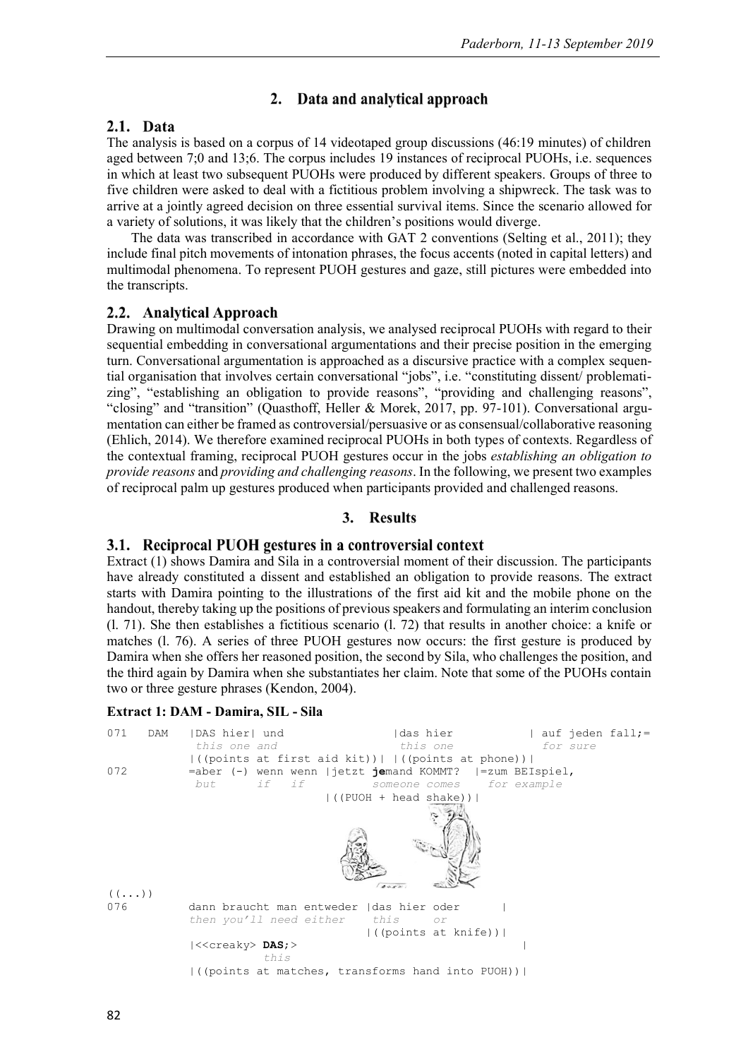## 2. Data and analytical approach

### 2.1. Data

The analysis is based on a corpus of 14 videotaped group discussions (46:19 minutes) of children aged between 7;0 and 13;6. The corpus includes 19 instances of reciprocal PUOHs, i.e. sequences in which at least two subsequent PUOHs were produced by different speakers. Groups of three to five children were asked to deal with a fictitious problem involving a shipwreck. The task was to arrive at a jointly agreed decision on three essential survival items. Since the scenario allowed for a variety of solutions, it was likely that the children's positions would diverge.

The data was transcribed in accordance with GAT 2 conventions (Selting et al., 2011); they include final pitch movements of intonation phrases, the focus accents (noted in capital letters) and multimodal phenomena. To represent PUOH gestures and gaze, still pictures were embedded into the transcripts.

### 2.2. Analytical Approach

Drawing on multimodal conversation analysis, we analysed reciprocal PUOHs with regard to their sequential embedding in conversational argumentations and their precise position in the emerging turn. Conversational argumentation is approached as a discursive practice with a complex sequential organisation that involves certain conversational "jobs", i.e. "constituting dissent/ problematizing", "establishing an obligation to provide reasons", "providing and challenging reasons", "closing" and "transition" (Quasthoff, Heller & Morek, 2017, pp. 97-101). Conversational argumentation can either be framed as controversial/persuasive or as consensual/collaborative reasoning (Ehlich, 2014). We therefore examined reciprocal PUOHs in both types of contexts. Regardless of the contextual framing, reciprocal PUOH gestures occur in the jobs *establishing an obligation to provide reasons* and *providing and challenging reasons*. In the following, we present two examples of reciprocal palm up gestures produced when participants provided and challenged reasons.

## 3. Results

### 3.1. Reciprocal PUOH gestures in a controversial context

Extract (1) shows Damira and Sila in a controversial moment of their discussion. The participants have already constituted a dissent and established an obligation to provide reasons. The extract starts with Damira pointing to the illustrations of the first aid kit and the mobile phone on the handout, thereby taking up the positions of previous speakers and formulating an interim conclusion (l. 71). She then establishes a fictitious scenario (l. 72) that results in another choice: a knife or matches (l. 76). A series of three PUOH gestures now occurs: the first gesture is produced by Damira when she offers her reasoned position, the second by Sila, who challenges the position, and the third again by Damira when she substantiates her claim. Note that some of the PUOHs contain two or three gesture phrases (Kendon, 2004).

**Extract 1: DAM - Damira, SIL - Sila**

```
071   DAM   |DAS hier| und                |das hier           | auf jeden fall;=
             this one and                  this one             for sure
            |((points at first aid kit))| |((points at phone))|
072         =aber (-) wenn wenn |jetzt jemand KOMMT?  |=zum BEIspiel,
             but      if   if          someone comes     for example
                                |((PUOH + head shake))|
((...))
076         dann braucht man entweder |das hier oder      |
            then you'll need either    this     or
                                      |((points at knife))|
            |<<creaky> DAS;>                               |
                       this
            |((points at matches, transforms hand into PUOH))|
```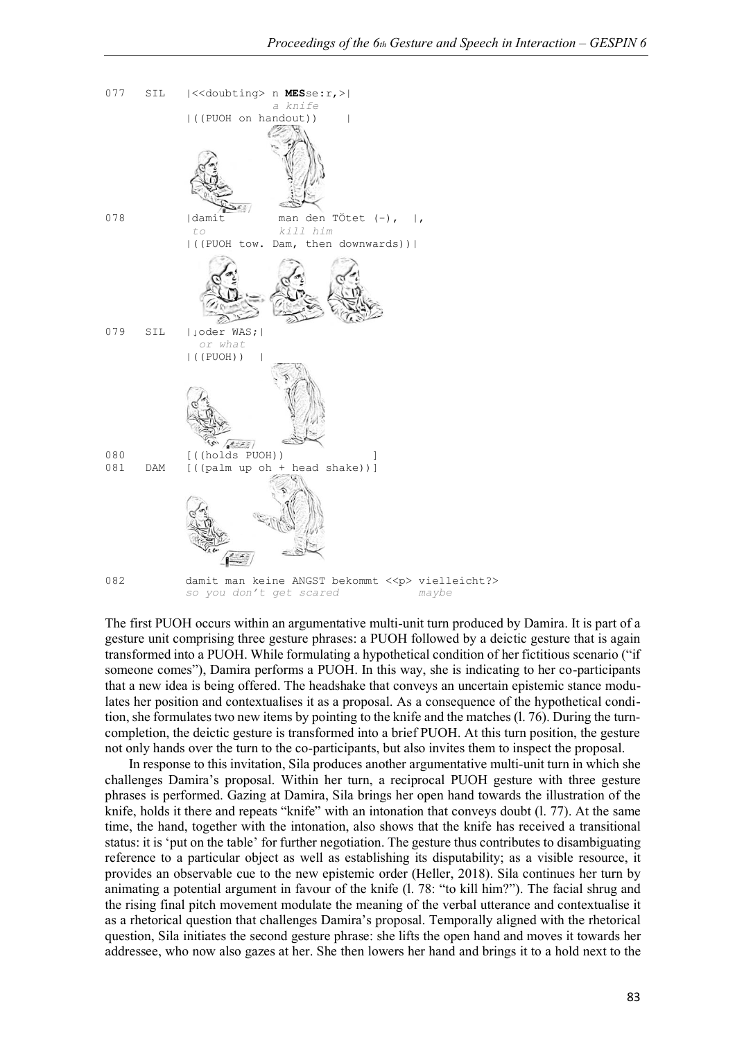```
077   SIL   |<<doubting> n MESse:r,>|
                          a knife
            |((PUOH on handout))    |

078         |damit        man den TÖtet (-),  |,
             to           kill him
            |((PUOH tow. Dam, then downwards))|

079   SIL   |↓oder WAS;|
               or what
            |((PUOH))  |

080         [((holds PUOH))              ]
081   DAM   [((palm up oh + head shake))]

082         damit man keine ANGST bekommt <<p> vielleicht?>
            so you don't get scared            maybe
```

The first PUOH occurs within an argumentative multi-unit turn produced by Damira. It is part of a gesture unit comprising three gesture phrases: a PUOH followed by a deictic gesture that is again transformed into a PUOH. While formulating a hypothetical condition of her fictitious scenario ("if someone comes"), Damira performs a PUOH. In this way, she is indicating to her co-participants that a new idea is being offered. The headshake that conveys an uncertain epistemic stance modulates her position and contextualises it as a proposal. As a consequence of the hypothetical condition, she formulates two new items by pointing to the knife and the matches (l. 76). During the turn-completion, the deictic gesture is transformed into a brief PUOH. At this turn position, the gesture not only hands over the turn to the co-participants, but also invites them to inspect the proposal.

In response to this invitation, Sila produces another argumentative multi-unit turn in which she challenges Damira's proposal. Within her turn, a reciprocal PUOH gesture with three gesture phrases is performed. Gazing at Damira, Sila brings her open hand towards the illustration of the knife, holds it there and repeats "knife" with an intonation that conveys doubt (l. 77). At the same time, the hand, together with the intonation, also shows that the knife has received a transitional status: it is 'put on the table' for further negotiation. The gesture thus contributes to disambiguating reference to a particular object as well as establishing its disputability; as a visible resource, it provides an observable cue to the new epistemic order (Heller, 2018). Sila continues her turn by animating a potential argument in favour of the knife (l. 78: "to kill him?"). The facial shrug and the rising final pitch movement modulate the meaning of the verbal utterance and contextualise it as a rhetorical question that challenges Damira's proposal. Temporally aligned with the rhetorical question, Sila initiates the second gesture phrase: she lifts the open hand and moves it towards her addressee, who now also gazes at her. She then lowers her hand and brings it to a hold next to the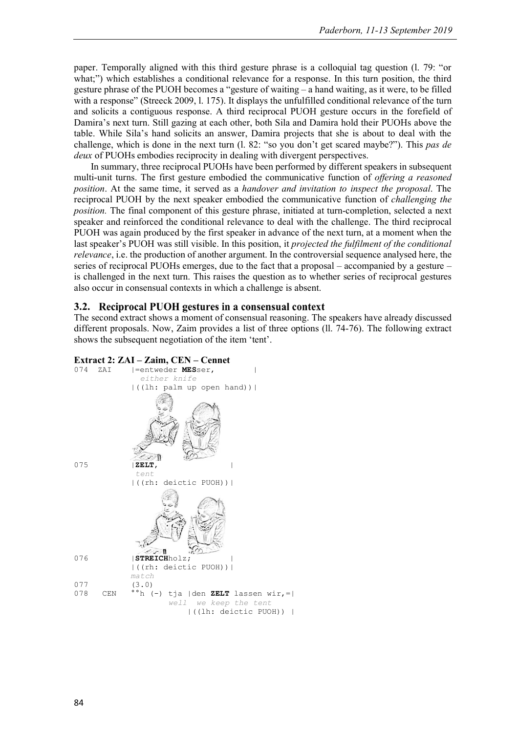paper. Temporally aligned with this third gesture phrase is a colloquial tag question (l. 79: "or what;") which establishes a conditional relevance for a response. In this turn position, the third gesture phrase of the PUOH becomes a "gesture of waiting – a hand waiting, as it were, to be filled with a response" (Streeck 2009, l. 175). It displays the unfulfilled conditional relevance of the turn and solicits a contiguous response. A third reciprocal PUOH gesture occurs in the forefield of Damira's next turn. Still gazing at each other, both Sila and Damira hold their PUOHs above the table. While Sila's hand solicits an answer, Damira projects that she is about to deal with the challenge, which is done in the next turn (l. 82: "so you don't get scared maybe?"). This *pas de deux* of PUOHs embodies reciprocity in dealing with divergent perspectives.

In summary, three reciprocal PUOHs have been performed by different speakers in subsequent multi-unit turns. The first gesture embodied the communicative function of *offering a reasoned position*. At the same time, it served as a *handover and invitation to inspect the proposal*. The reciprocal PUOH by the next speaker embodied the communicative function of *challenging the position.* The final component of this gesture phrase, initiated at turn-completion, selected a next speaker and reinforced the conditional relevance to deal with the challenge. The third reciprocal PUOH was again produced by the first speaker in advance of the next turn, at a moment when the last speaker's PUOH was still visible. In this position, it *projected the fulfilment of the conditional relevance*, i.e. the production of another argument. In the controversial sequence analysed here, the series of reciprocal PUOHs emerges, due to the fact that a proposal – accompanied by a gesture – is challenged in the next turn. This raises the question as to whether series of reciprocal gestures also occur in consensual contexts in which a challenge is absent.

### 3.2. Reciprocal PUOH gestures in a consensual context

The second extract shows a moment of consensual reasoning. The speakers have already discussed different proposals. Now, Zaim provides a list of three options (ll. 74-76). The following extract shows the subsequent negotiation of the item 'tent'.

**Extract 2: ZAI – Zaim, CEN – Cennet**

```
074  ZAI    |=entweder MESser,          |
              either knife
            |((lh: palm up open hand))|
075         |ZELT,                    |
             tent
            |((rh: deictic PUOH))|
076         |STREICHholz;             |
            |((rh: deictic PUOH))|
            match
077         (3.0)
078   CEN   °°h (-) tja |den ZELT lassen wir,=|
                    well  we keep the tent
                        |((lh: deictic PUOH)) |
```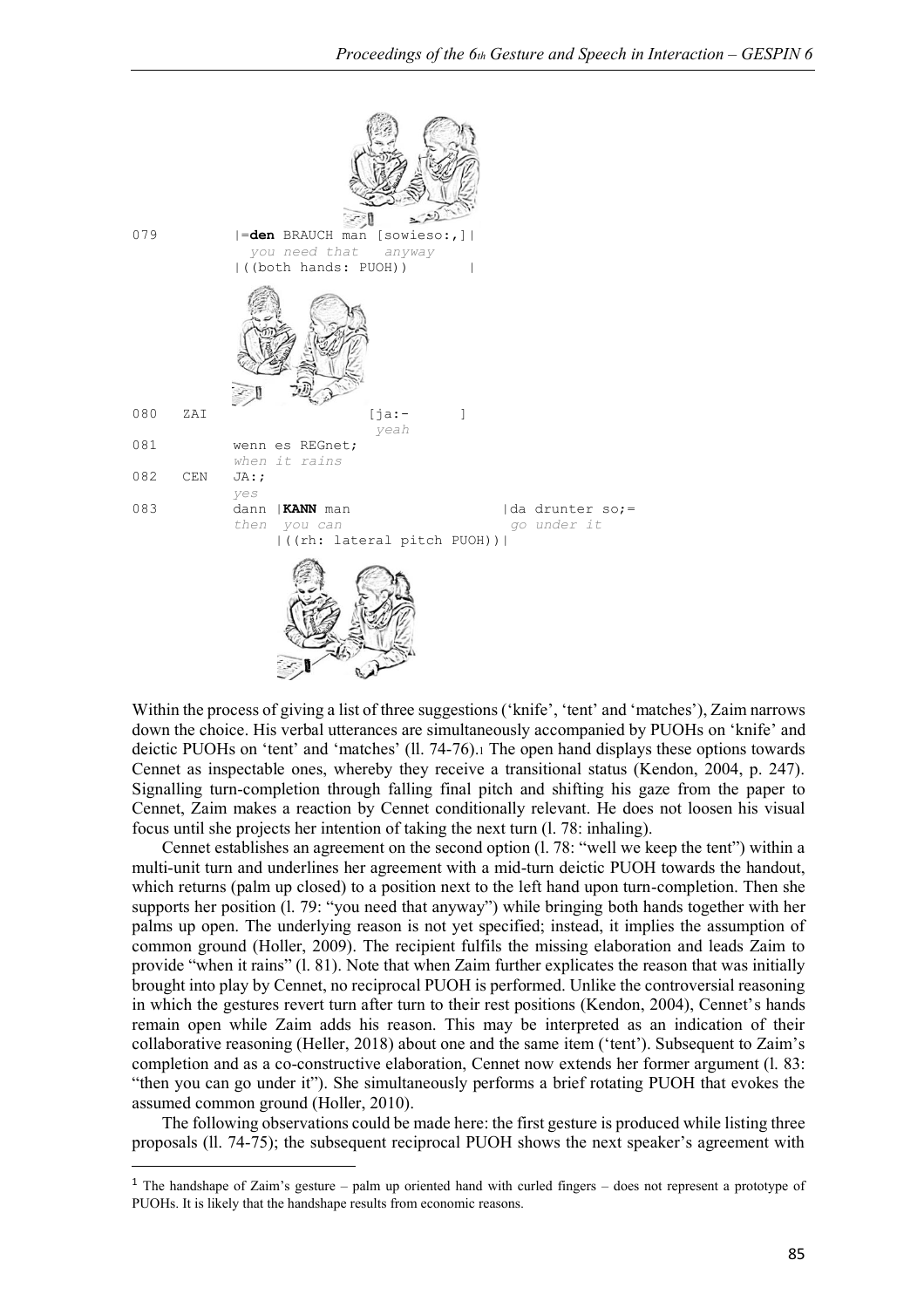```
079         |=den BRAUCH man [sowieso:,]|
              you need that   anyway
            |((both hands: PUOH))       |

080   ZAI                    [ja:-      ]
                              yeah
081         wenn es REGnet;
            when it rains
082   CEN   JA:;
            yes
083         dann |KANN man                  |da drunter so;=
            then  you can                    go under it
                 |((rh: lateral pitch PUOH))|
```

Within the process of giving a list of three suggestions ('knife', 'tent' and 'matches'), Zaim narrows down the choice. His verbal utterances are simultaneously accompanied by PUOHs on 'knife' and deictic PUOHs on 'tent' and 'matches' (ll. 74-76).[1] The open hand displays these options towards Cennet as inspectable ones, whereby they receive a transitional status (Kendon, 2004, p. 247). Signalling turn-completion through falling final pitch and shifting his gaze from the paper to Cennet, Zaim makes a reaction by Cennet conditionally relevant. He does not loosen his visual focus until she projects her intention of taking the next turn (l. 78: inhaling).

Cennet establishes an agreement on the second option (l. 78: "well we keep the tent") within a multi-unit turn and underlines her agreement with a mid-turn deictic PUOH towards the handout, which returns (palm up closed) to a position next to the left hand upon turn-completion. Then she supports her position (l. 79: "you need that anyway") while bringing both hands together with her palms up open. The underlying reason is not yet specified; instead, it implies the assumption of common ground (Holler, 2009). The recipient fulfils the missing elaboration and leads Zaim to provide "when it rains" (l. 81). Note that when Zaim further explicates the reason that was initially brought into play by Cennet, no reciprocal PUOH is performed. Unlike the controversial reasoning in which the gestures revert turn after turn to their rest positions (Kendon, 2004), Cennet's hands remain open while Zaim adds his reason. This may be interpreted as an indication of their collaborative reasoning (Heller, 2018) about one and the same item ('tent'). Subsequent to Zaim's completion and as a co-constructive elaboration, Cennet now extends her former argument (l. 83: "then you can go under it"). She simultaneously performs a brief rotating PUOH that evokes the assumed common ground (Holler, 2010).

The following observations could be made here: the first gesture is produced while listing three proposals (ll. 74-75); the subsequent reciprocal PUOH shows the next speaker's agreement with

---

[1] The handshape of Zaim's gesture – palm up oriented hand with curled fingers – does not represent a prototype of PUOHs. It is likely that the handshape results from economic reasons.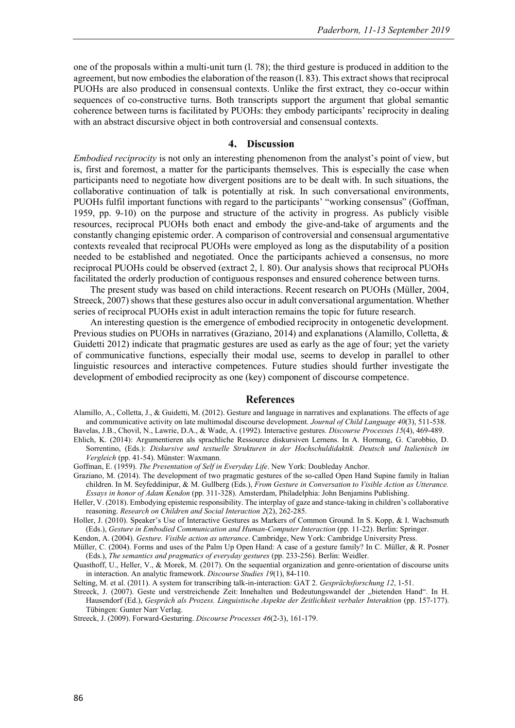one of the proposals within a multi-unit turn (l. 78); the third gesture is produced in addition to the agreement, but now embodies the elaboration of the reason (l. 83). This extract shows that reciprocal PUOHs are also produced in consensual contexts. Unlike the first extract, they co-occur within sequences of co-constructive turns. Both transcripts support the argument that global semantic coherence between turns is facilitated by PUOHs: they embody participants' reciprocity in dealing with an abstract discursive object in both controversial and consensual contexts.

## 4. Discussion

*Embodied reciprocity* is not only an interesting phenomenon from the analyst's point of view, but is, first and foremost, a matter for the participants themselves. This is especially the case when participants need to negotiate how divergent positions are to be dealt with. In such situations, the collaborative continuation of talk is potentially at risk. In such conversational environments, PUOHs fulfil important functions with regard to the participants' "working consensus" (Goffman, 1959, pp. 9-10) on the purpose and structure of the activity in progress. As publicly visible resources, reciprocal PUOHs both enact and embody the give-and-take of arguments and the constantly changing epistemic order. A comparison of controversial and consensual argumentative contexts revealed that reciprocal PUOHs were employed as long as the disputability of a position needed to be established and negotiated. Once the participants achieved a consensus, no more reciprocal PUOHs could be observed (extract 2, l. 80). Our analysis shows that reciprocal PUOHs facilitated the orderly production of contiguous responses and ensured coherence between turns.

The present study was based on child interactions. Recent research on PUOHs (Müller, 2004, Streeck, 2007) shows that these gestures also occur in adult conversational argumentation. Whether series of reciprocal PUOHs exist in adult interaction remains the topic for future research.

An interesting question is the emergence of embodied reciprocity in ontogenetic development. Previous studies on PUOHs in narratives (Graziano, 2014) and explanations (Alamillo, Colletta, & Guidetti 2012) indicate that pragmatic gestures are used as early as the age of four; yet the variety of communicative functions, especially their modal use, seems to develop in parallel to other linguistic resources and interactive competences. Future studies should further investigate the development of embodied reciprocity as one (key) component of discourse competence.

## References

Alamillo, A., Colletta, J., & Guidetti, M. (2012). Gesture and language in narratives and explanations. The effects of age and communicative activity on late multimodal discourse development. *Journal of Child Language 40*(3), 511-538.

Bavelas, J.B., Chovil, N., Lawrie, D.A., & Wade, A. (1992). Interactive gestures. *Discourse Processes 15*(4), 469-489.

Ehlich, K. (2014): Argumentieren als sprachliche Ressource diskursiven Lernens. In A. Hornung, G. Carobbio, D. Sorrentino, (Eds.): *Diskursive und textuelle Strukturen in der Hochschuldidaktik. Deutsch und Italienisch im Vergleich* (pp. 41-54). Münster: Waxmann.

Goffman, E. (1959). *The Presentation of Self in Everyday Life*. New York: Doubleday Anchor.

Graziano, M. (2014). The development of two pragmatic gestures of the so-called Open Hand Supine family in Italian children. In M. Seyfeddinipur, & M. Gullberg (Eds.), *From Gesture in Conversation to Visible Action as Utterance. Essays in honor of Adam Kendon* (pp. 311-328). Amsterdam, Philadelphia: John Benjamins Publishing.

Heller, V. (2018). Embodying epistemic responsibility. The interplay of gaze and stance-taking in children's collaborative reasoning. *Research on Children and Social Interaction 2*(2), 262-285.

Holler, J. (2010). Speaker's Use of Interactive Gestures as Markers of Common Ground. In S. Kopp, & I. Wachsmuth (Eds.), *Gesture in Embodied Communication and Human-Computer Interaction* (pp. 11-22). Berlin: Springer.

Kendon, A. (2004). *Gesture. Visible action as utterance*. Cambridge, New York: Cambridge University Press.

Müller, C. (2004). Forms and uses of the Palm Up Open Hand: A case of a gesture family? In C. Müller, & R. Posner (Eds.), *The semantics and pragmatics of everyday gestures* (pp. 233-256). Berlin: Weidler.

Quasthoff, U., Heller, V., & Morek, M. (2017). On the sequential organization and genre-orientation of discourse units in interaction. An analytic framework. *Discourse Studies 19*(1), 84-110.

Selting, M. et al. (2011). A system for transcribing talk-in-interaction: GAT 2. *Gesprächsforschung 12*, 1-51.

Streeck, J. (2007). Geste und verstreichende Zeit: Innehalten und Bedeutungswandel der „bietenden Hand". In H. Hausendorf (Ed.), *Gespräch als Prozess. Linguistische Aspekte der Zeitlichkeit verbaler Interaktion* (pp. 157-177). Tübingen: Gunter Narr Verlag.

Streeck, J. (2009). Forward-Gesturing. *Discourse Processes 46*(2-3), 161-179.